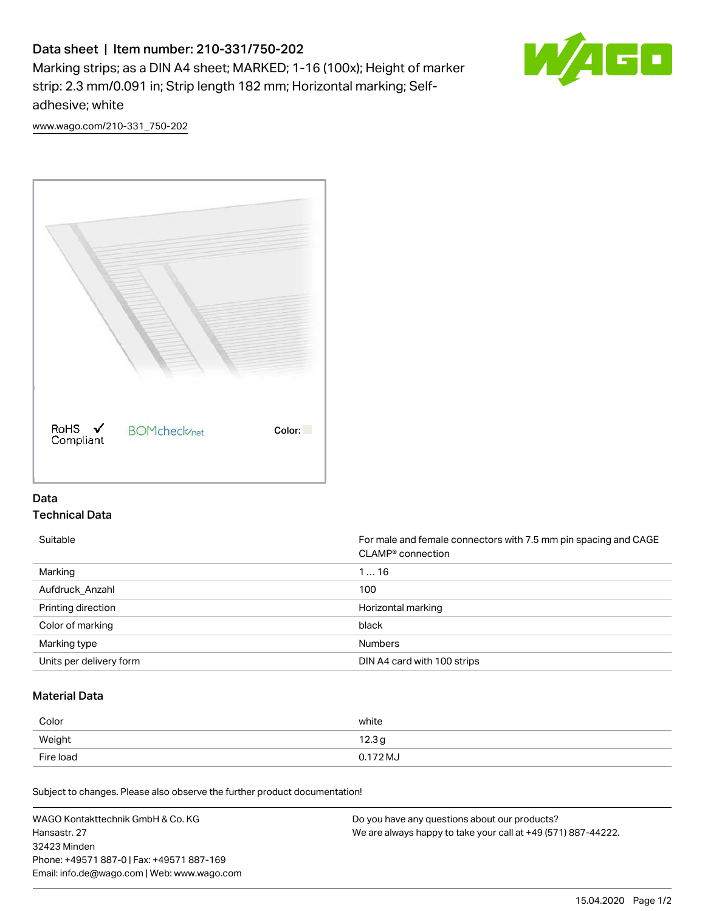# Data sheet | Item number: 210-331/750-202

Marking strips; as a DIN A4 sheet; MARKED; 1-16 (100x); Height of marker strip: 2.3 mm/0.091 in; Strip length 182 mm; Horizontal marking; Self-adhesive; white

www.wago.com/210-331_750-202

RoHS Compliant  BOMcheck.net  Color:

## Data

### Technical Data

| | |
|---|---|
| Suitable | For male and female connectors with 7.5 mm pin spacing and CAGE CLAMP® connection |
| Marking | 1 … 16 |
| Aufdruck_Anzahl | 100 |
| Printing direction | Horizontal marking |
| Color of marking | black |
| Marking type | Numbers |
| Units per delivery form | DIN A4 card with 100 strips |

### Material Data

| | |
|---|---|
| Color | white |
| Weight | 12.3 g |
| Fire load | 0.172 MJ |

Subject to changes. Please also observe the further product documentation!

WAGO Kontakttechnik GmbH & Co. KG
Hansastr. 27
32423 Minden
Phone: +49571 887-0 | Fax: +49571 887-169
Email: info.de@wago.com | Web: www.wago.com

Do you have any questions about our products?
We are always happy to take your call at +49 (571) 887-44222.

15.04.2020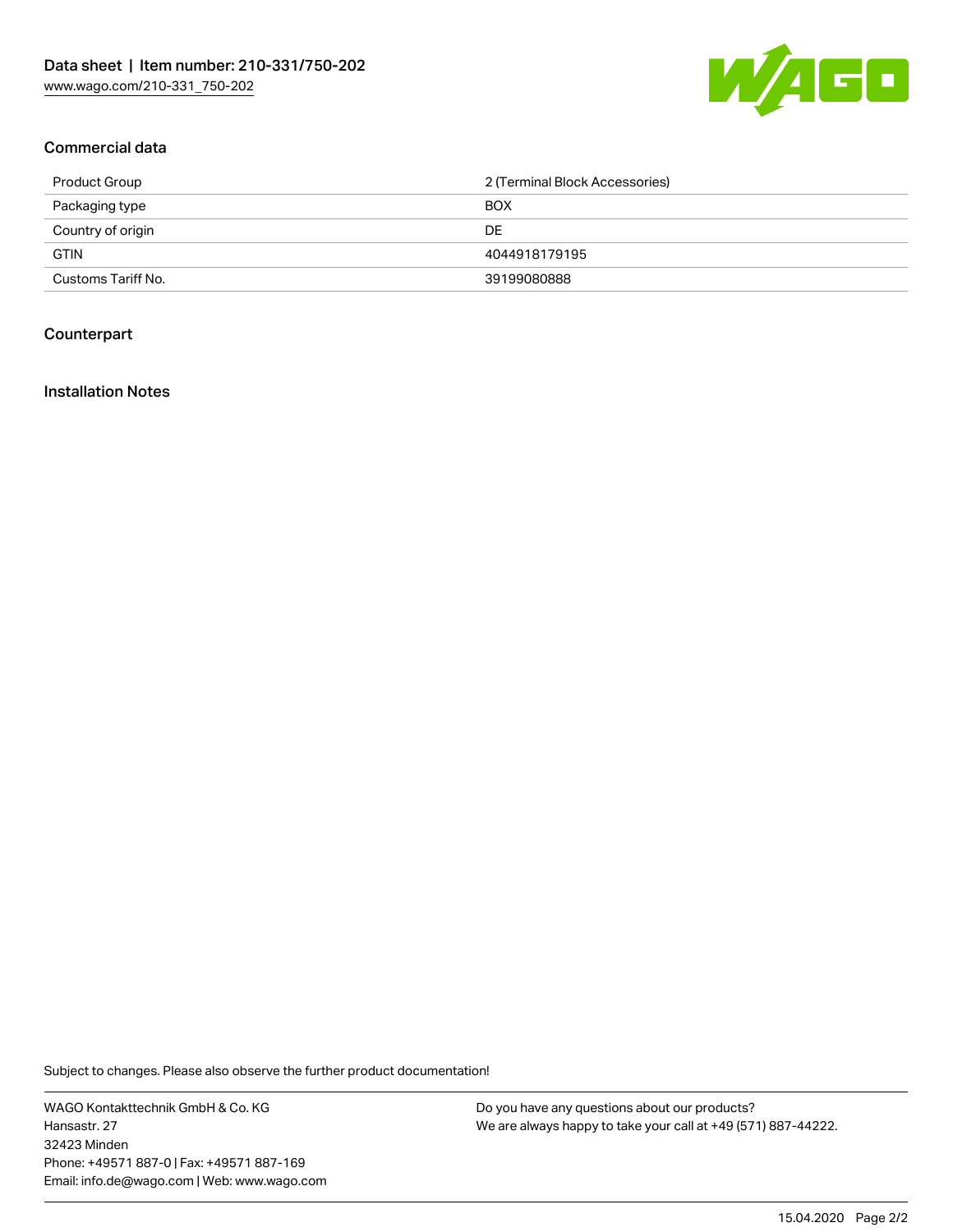## Commercial data

| | |
|---|---|
| Product Group | 2 (Terminal Block Accessories) |
| Packaging type | BOX |
| Country of origin | DE |
| GTIN | 4044918179195 |
| Customs Tariff No. | 39199080888 |

## Counterpart

## Installation Notes

Subject to changes. Please also observe the further product documentation!

WAGO Kontakttechnik GmbH & Co. KG
Hansastr. 27
32423 Minden
Phone: +49571 887-0 | Fax: +49571 887-169
Email: info.de@wago.com | Web: www.wago.com

Do you have any questions about our products?
We are always happy to take your call at +49 (571) 887-44222.